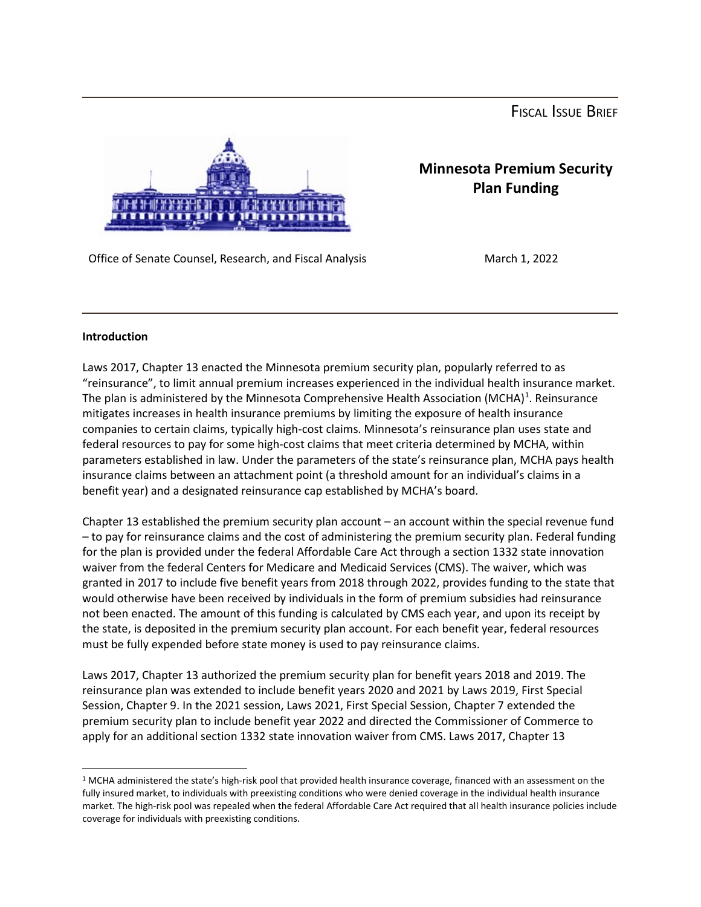FISCAL ISSUE BRIEF

# Minnesota Premium Security Plan Funding

Office of Senate Counsel, Research, and Fiscal Analysis

March 1, 2022

**Introduction**

Laws 2017, Chapter 13 enacted the Minnesota premium security plan, popularly referred to as "reinsurance", to limit annual premium increases experienced in the individual health insurance market. The plan is administered by the Minnesota Comprehensive Health Association (MCHA)[1]. Reinsurance mitigates increases in health insurance premiums by limiting the exposure of health insurance companies to certain claims, typically high-cost claims. Minnesota's reinsurance plan uses state and federal resources to pay for some high-cost claims that meet criteria determined by MCHA, within parameters established in law. Under the parameters of the state's reinsurance plan, MCHA pays health insurance claims between an attachment point (a threshold amount for an individual's claims in a benefit year) and a designated reinsurance cap established by MCHA's board.

Chapter 13 established the premium security plan account – an account within the special revenue fund – to pay for reinsurance claims and the cost of administering the premium security plan. Federal funding for the plan is provided under the federal Affordable Care Act through a section 1332 state innovation waiver from the federal Centers for Medicare and Medicaid Services (CMS). The waiver, which was granted in 2017 to include five benefit years from 2018 through 2022, provides funding to the state that would otherwise have been received by individuals in the form of premium subsidies had reinsurance not been enacted. The amount of this funding is calculated by CMS each year, and upon its receipt by the state, is deposited in the premium security plan account. For each benefit year, federal resources must be fully expended before state money is used to pay reinsurance claims.

Laws 2017, Chapter 13 authorized the premium security plan for benefit years 2018 and 2019. The reinsurance plan was extended to include benefit years 2020 and 2021 by Laws 2019, First Special Session, Chapter 9. In the 2021 session, Laws 2021, First Special Session, Chapter 7 extended the premium security plan to include benefit year 2022 and directed the Commissioner of Commerce to apply for an additional section 1332 state innovation waiver from CMS. Laws 2017, Chapter 13

[1] MCHA administered the state's high-risk pool that provided health insurance coverage, financed with an assessment on the fully insured market, to individuals with preexisting conditions who were denied coverage in the individual health insurance market. The high-risk pool was repealed when the federal Affordable Care Act required that all health insurance policies include coverage for individuals with preexisting conditions.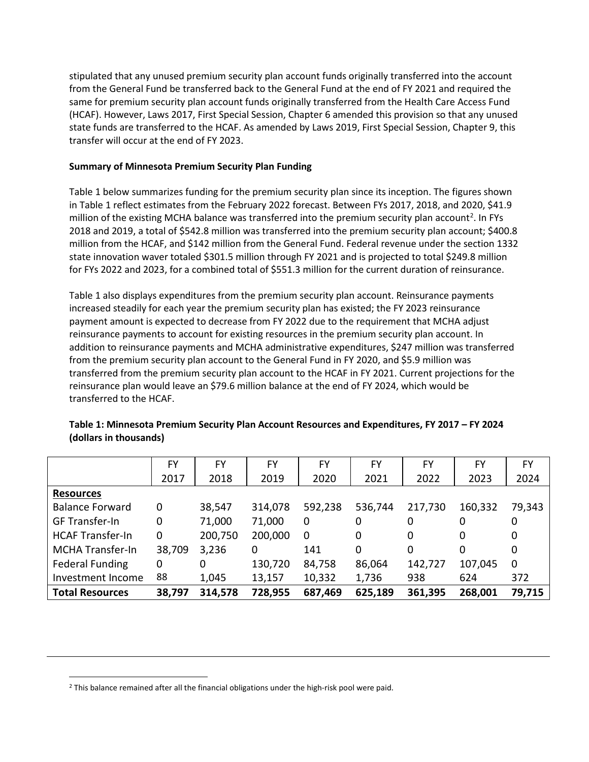stipulated that any unused premium security plan account funds originally transferred into the account from the General Fund be transferred back to the General Fund at the end of FY 2021 and required the same for premium security plan account funds originally transferred from the Health Care Access Fund (HCAF). However, Laws 2017, First Special Session, Chapter 6 amended this provision so that any unused state funds are transferred to the HCAF. As amended by Laws 2019, First Special Session, Chapter 9, this transfer will occur at the end of FY 2023.

**Summary of Minnesota Premium Security Plan Funding**

Table 1 below summarizes funding for the premium security plan since its inception. The figures shown in Table 1 reflect estimates from the February 2022 forecast. Between FYs 2017, 2018, and 2020, $41.9 million of the existing MCHA balance was transferred into the premium security plan account[2]. In FYs 2018 and 2019, a total of $542.8 million was transferred into the premium security plan account; $400.8 million from the HCAF, and $142 million from the General Fund. Federal revenue under the section 1332 state innovation waver totaled $301.5 million through FY 2021 and is projected to total $249.8 million for FYs 2022 and 2023, for a combined total of $551.3 million for the current duration of reinsurance.

Table 1 also displays expenditures from the premium security plan account. Reinsurance payments increased steadily for each year the premium security plan has existed; the FY 2023 reinsurance payment amount is expected to decrease from FY 2022 due to the requirement that MCHA adjust reinsurance payments to account for existing resources in the premium security plan account. In addition to reinsurance payments and MCHA administrative expenditures, $247 million was transferred from the premium security plan account to the General Fund in FY 2020, and $5.9 million was transferred from the premium security plan account to the HCAF in FY 2021. Current projections for the reinsurance plan would leave an $79.6 million balance at the end of FY 2024, which would be transferred to the HCAF.

**Table 1: Minnesota Premium Security Plan Account Resources and Expenditures, FY 2017 – FY 2024 (dollars in thousands)**

| | FY 2017 | FY 2018 | FY 2019 | FY 2020 | FY 2021 | FY 2022 | FY 2023 | FY 2024 |
|---|---|---|---|---|---|---|---|---|
| **Resources** | | | | | | | | |
| Balance Forward | 0 | 38,547 | 314,078 | 592,238 | 536,744 | 217,730 | 160,332 | 79,343 |
| GF Transfer-In | 0 | 71,000 | 71,000 | 0 | 0 | 0 | 0 | 0 |
| HCAF Transfer-In | 0 | 200,750 | 200,000 | 0 | 0 | 0 | 0 | 0 |
| MCHA Transfer-In | 38,709 | 3,236 | 0 | 141 | 0 | 0 | 0 | 0 |
| Federal Funding | 0 | 0 | 130,720 | 84,758 | 86,064 | 142,727 | 107,045 | 0 |
| Investment Income | 88 | 1,045 | 13,157 | 10,332 | 1,736 | 938 | 624 | 372 |
| **Total Resources** | **38,797** | **314,578** | **728,955** | **687,469** | **625,189** | **361,395** | **268,001** | **79,715** |

[2] This balance remained after all the financial obligations under the high-risk pool were paid.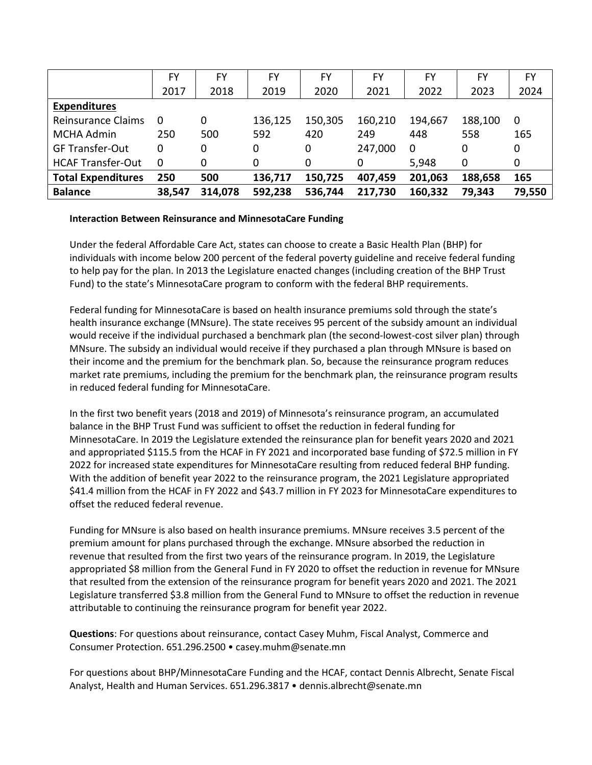| | FY 2017 | FY 2018 | FY 2019 | FY 2020 | FY 2021 | FY 2022 | FY 2023 | FY 2024 |
|---|---|---|---|---|---|---|---|---|
| **Expenditures** | | | | | | | | |
| Reinsurance Claims | 0 | 0 | 136,125 | 150,305 | 160,210 | 194,667 | 188,100 | 0 |
| MCHA Admin | 250 | 500 | 592 | 420 | 249 | 448 | 558 | 165 |
| GF Transfer-Out | 0 | 0 | 0 | 0 | 247,000 | 0 | 0 | 0 |
| HCAF Transfer-Out | 0 | 0 | 0 | 0 | 0 | 5,948 | 0 | 0 |
| **Total Expenditures** | **250** | **500** | **136,717** | **150,725** | **407,459** | **201,063** | **188,658** | **165** |
| **Balance** | **38,547** | **314,078** | **592,238** | **536,744** | **217,730** | **160,332** | **79,343** | **79,550** |

**Interaction Between Reinsurance and MinnesotaCare Funding**

Under the federal Affordable Care Act, states can choose to create a Basic Health Plan (BHP) for individuals with income below 200 percent of the federal poverty guideline and receive federal funding to help pay for the plan. In 2013 the Legislature enacted changes (including creation of the BHP Trust Fund) to the state's MinnesotaCare program to conform with the federal BHP requirements.

Federal funding for MinnesotaCare is based on health insurance premiums sold through the state's health insurance exchange (MNsure). The state receives 95 percent of the subsidy amount an individual would receive if the individual purchased a benchmark plan (the second-lowest-cost silver plan) through MNsure. The subsidy an individual would receive if they purchased a plan through MNsure is based on their income and the premium for the benchmark plan. So, because the reinsurance program reduces market rate premiums, including the premium for the benchmark plan, the reinsurance program results in reduced federal funding for MinnesotaCare.

In the first two benefit years (2018 and 2019) of Minnesota's reinsurance program, an accumulated balance in the BHP Trust Fund was sufficient to offset the reduction in federal funding for MinnesotaCare. In 2019 the Legislature extended the reinsurance plan for benefit years 2020 and 2021 and appropriated $115.5 from the HCAF in FY 2021 and incorporated base funding of $72.5 million in FY 2022 for increased state expenditures for MinnesotaCare resulting from reduced federal BHP funding. With the addition of benefit year 2022 to the reinsurance program, the 2021 Legislature appropriated $41.4 million from the HCAF in FY 2022 and $43.7 million in FY 2023 for MinnesotaCare expenditures to offset the reduced federal revenue.

Funding for MNsure is also based on health insurance premiums. MNsure receives 3.5 percent of the premium amount for plans purchased through the exchange. MNsure absorbed the reduction in revenue that resulted from the first two years of the reinsurance program. In 2019, the Legislature appropriated $8 million from the General Fund in FY 2020 to offset the reduction in revenue for MNsure that resulted from the extension of the reinsurance program for benefit years 2020 and 2021. The 2021 Legislature transferred $3.8 million from the General Fund to MNsure to offset the reduction in revenue attributable to continuing the reinsurance program for benefit year 2022.

**Questions**: For questions about reinsurance, contact Casey Muhm, Fiscal Analyst, Commerce and Consumer Protection. 651.296.2500 • casey.muhm@senate.mn

For questions about BHP/MinnesotaCare Funding and the HCAF, contact Dennis Albrecht, Senate Fiscal Analyst, Health and Human Services. 651.296.3817 • dennis.albrecht@senate.mn